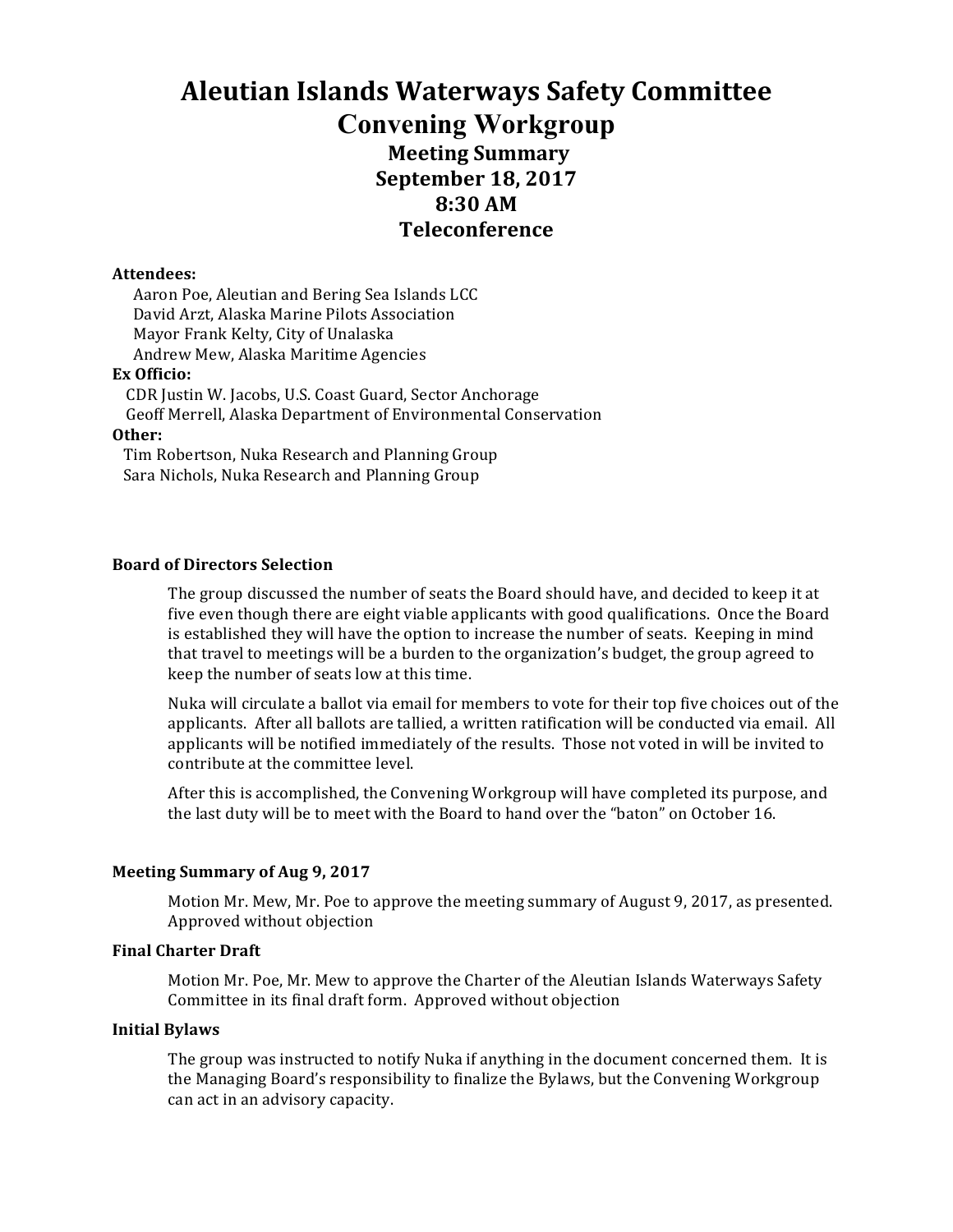# Aleutian Islands Waterways Safety Committee

## Convening Workgroup

### Meeting Summary
### September 18, 2017
### 8:30 AM
### Teleconference

**Attendees:**

Aaron Poe, Aleutian and Bering Sea Islands LCC
David Arzt, Alaska Marine Pilots Association
Mayor Frank Kelty, City of Unalaska
Andrew Mew, Alaska Maritime Agencies

**Ex Officio:**

CDR Justin W. Jacobs, U.S. Coast Guard, Sector Anchorage
Geoff Merrell, Alaska Department of Environmental Conservation

**Other:**

Tim Robertson, Nuka Research and Planning Group
Sara Nichols, Nuka Research and Planning Group

**Board of Directors Selection**

The group discussed the number of seats the Board should have, and decided to keep it at five even though there are eight viable applicants with good qualifications. Once the Board is established they will have the option to increase the number of seats. Keeping in mind that travel to meetings will be a burden to the organization's budget, the group agreed to keep the number of seats low at this time.

Nuka will circulate a ballot via email for members to vote for their top five choices out of the applicants. After all ballots are tallied, a written ratification will be conducted via email. All applicants will be notified immediately of the results. Those not voted in will be invited to contribute at the committee level.

After this is accomplished, the Convening Workgroup will have completed its purpose, and the last duty will be to meet with the Board to hand over the "baton" on October 16.

**Meeting Summary of Aug 9, 2017**

Motion Mr. Mew, Mr. Poe to approve the meeting summary of August 9, 2017, as presented. Approved without objection

**Final Charter Draft**

Motion Mr. Poe, Mr. Mew to approve the Charter of the Aleutian Islands Waterways Safety Committee in its final draft form. Approved without objection

**Initial Bylaws**

The group was instructed to notify Nuka if anything in the document concerned them. It is the Managing Board's responsibility to finalize the Bylaws, but the Convening Workgroup can act in an advisory capacity.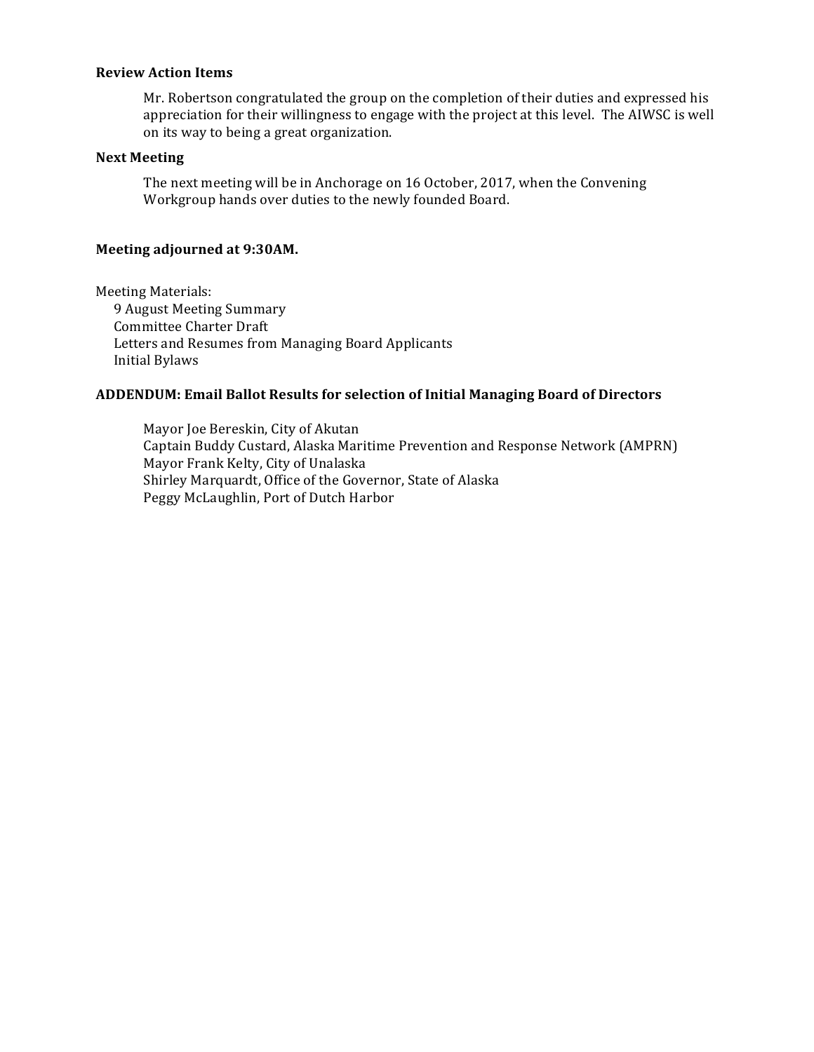**Review Action Items**

Mr. Robertson congratulated the group on the completion of their duties and expressed his appreciation for their willingness to engage with the project at this level. The AIWSC is well on its way to being a great organization.

**Next Meeting**

The next meeting will be in Anchorage on 16 October, 2017, when the Convening Workgroup hands over duties to the newly founded Board.

**Meeting adjourned at 9:30AM.**

Meeting Materials:

- 9 August Meeting Summary
- Committee Charter Draft
- Letters and Resumes from Managing Board Applicants
- Initial Bylaws

**ADDENDUM: Email Ballot Results for selection of Initial Managing Board of Directors**

Mayor Joe Bereskin, City of Akutan
Captain Buddy Custard, Alaska Maritime Prevention and Response Network (AMPRN)
Mayor Frank Kelty, City of Unalaska
Shirley Marquardt, Office of the Governor, State of Alaska
Peggy McLaughlin, Port of Dutch Harbor